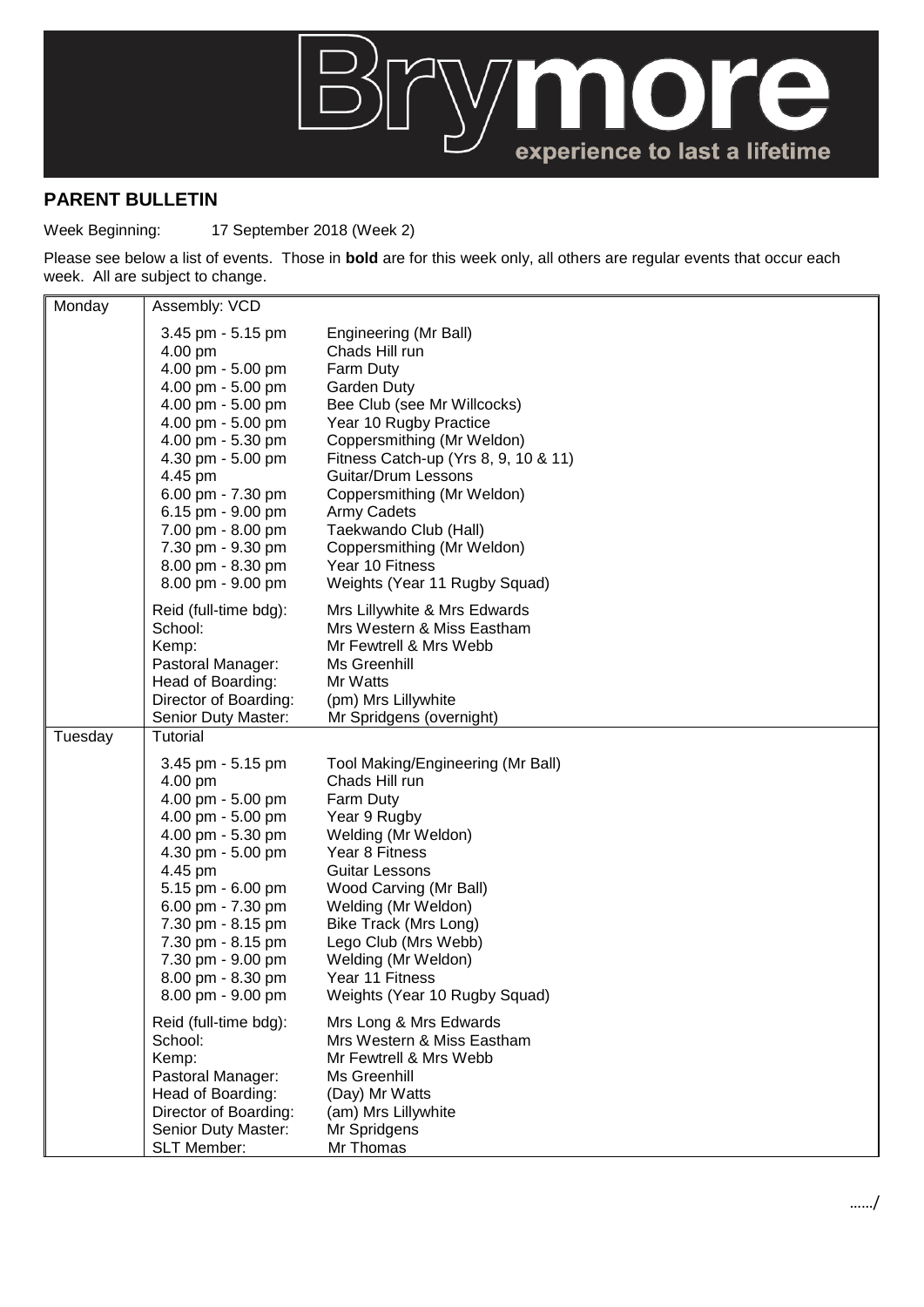Brymore experience to last a lifetime

## PARENT BULLETIN

Week Beginning: 17 September 2018 (Week 2)

Please see below a list of events. Those in **bold** are for this week only, all others are regular events that occur each week. All are subject to change.

| Day | Time / Role | Event / Staff |
|---|---|---|
| Monday | Assembly: VCD | |
| | 3.45 pm - 5.15 pm | Engineering (Mr Ball) |
| | 4.00 pm | Chads Hill run |
| | 4.00 pm - 5.00 pm | Farm Duty |
| | 4.00 pm - 5.00 pm | Garden Duty |
| | 4.00 pm - 5.00 pm | Bee Club (see Mr Willcocks) |
| | 4.00 pm - 5.00 pm | Year 10 Rugby Practice |
| | 4.00 pm - 5.30 pm | Coppersmithing (Mr Weldon) |
| | 4.30 pm - 5.00 pm | Fitness Catch-up (Yrs 8, 9, 10 & 11) |
| | 4.45 pm | Guitar/Drum Lessons |
| | 6.00 pm - 7.30 pm | Coppersmithing (Mr Weldon) |
| | 6.15 pm - 9.00 pm | Army Cadets |
| | 7.00 pm - 8.00 pm | Taekwando Club (Hall) |
| | 7.30 pm - 9.30 pm | Coppersmithing (Mr Weldon) |
| | 8.00 pm - 8.30 pm | Year 10 Fitness |
| | 8.00 pm - 9.00 pm | Weights (Year 11 Rugby Squad) |
| | Reid (full-time bdg): | Mrs Lillywhite & Mrs Edwards |
| | School: | Mrs Western & Miss Eastham |
| | Kemp: | Mr Fewtrell & Mrs Webb |
| | Pastoral Manager: | Ms Greenhill |
| | Head of Boarding: | Mr Watts |
| | Director of Boarding: | (pm) Mrs Lillywhite |
| | Senior Duty Master: | Mr Spridgens (overnight) |
| Tuesday | Tutorial | |
| | 3.45 pm - 5.15 pm | Tool Making/Engineering (Mr Ball) |
| | 4.00 pm | Chads Hill run |
| | 4.00 pm - 5.00 pm | Farm Duty |
| | 4.00 pm - 5.00 pm | Year 9 Rugby |
| | 4.00 pm - 5.30 pm | Welding (Mr Weldon) |
| | 4.30 pm - 5.00 pm | Year 8 Fitness |
| | 4.45 pm | Guitar Lessons |
| | 5.15 pm - 6.00 pm | Wood Carving (Mr Ball) |
| | 6.00 pm - 7.30 pm | Welding (Mr Weldon) |
| | 7.30 pm - 8.15 pm | Bike Track (Mrs Long) |
| | 7.30 pm - 8.15 pm | Lego Club (Mrs Webb) |
| | 7.30 pm - 9.00 pm | Welding (Mr Weldon) |
| | 8.00 pm - 8.30 pm | Year 11 Fitness |
| | 8.00 pm - 9.00 pm | Weights (Year 10 Rugby Squad) |
| | Reid (full-time bdg): | Mrs Long & Mrs Edwards |
| | School: | Mrs Western & Miss Eastham |
| | Kemp: | Mr Fewtrell & Mrs Webb |
| | Pastoral Manager: | Ms Greenhill |
| | Head of Boarding: | (Day) Mr Watts |
| | Director of Boarding: | (am) Mrs Lillywhite |
| | Senior Duty Master: | Mr Spridgens |
| | SLT Member: | Mr Thomas |

……/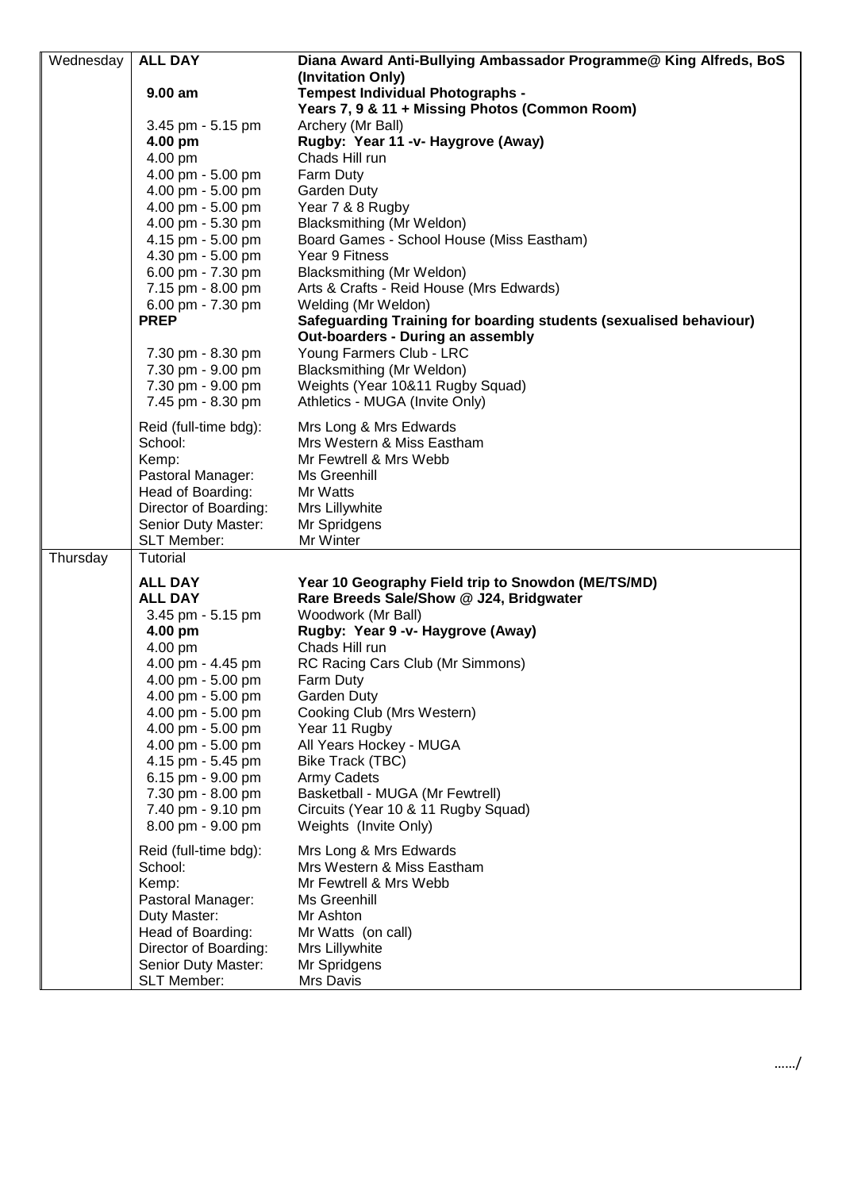| Day | Time | Activity |
|---|---|---|
| Wednesday | **ALL DAY** | **Diana Award Anti-Bullying Ambassador Programme@ King Alfreds, BoS (Invitation Only)** |
| | **9.00 am** | **Tempest Individual Photographs - Years 7, 9 & 11 + Missing Photos (Common Room)** |
| | 3.45 pm - 5.15 pm | Archery (Mr Ball) |
| | **4.00 pm** | **Rugby: Year 11 -v- Haygrove (Away)** |
| | 4.00 pm | Chads Hill run |
| | 4.00 pm - 5.00 pm | Farm Duty |
| | 4.00 pm - 5.00 pm | Garden Duty |
| | 4.00 pm - 5.00 pm | Year 7 & 8 Rugby |
| | 4.00 pm - 5.30 pm | Blacksmithing (Mr Weldon) |
| | 4.15 pm - 5.00 pm | Board Games - School House (Miss Eastham) |
| | 4.30 pm - 5.00 pm | Year 9 Fitness |
| | 6.00 pm - 7.30 pm | Blacksmithing (Mr Weldon) |
| | 7.15 pm - 8.00 pm | Arts & Crafts - Reid House (Mrs Edwards) |
| | 6.00 pm - 7.30 pm | Welding (Mr Weldon) |
| | **PREP** | **Safeguarding Training for boarding students (sexualised behaviour) Out-boarders - During an assembly** |
| | 7.30 pm - 8.30 pm | Young Farmers Club - LRC |
| | 7.30 pm - 9.00 pm | Blacksmithing (Mr Weldon) |
| | 7.30 pm - 9.00 pm | Weights (Year 10&11 Rugby Squad) |
| | 7.45 pm - 8.30 pm | Athletics - MUGA (Invite Only) |
| | Reid (full-time bdg): | Mrs Long & Mrs Edwards |
| | School: | Mrs Western & Miss Eastham |
| | Kemp: | Mr Fewtrell & Mrs Webb |
| | Pastoral Manager: | Ms Greenhill |
| | Head of Boarding: | Mr Watts |
| | Director of Boarding: | Mrs Lillywhite |
| | Senior Duty Master: | Mr Spridgens |
| | SLT Member: | Mr Winter |
| Thursday | Tutorial | |
| | **ALL DAY** | **Year 10 Geography Field trip to Snowdon (ME/TS/MD)** |
| | **ALL DAY** | **Rare Breeds Sale/Show @ J24, Bridgwater** |
| | 3.45 pm - 5.15 pm | Woodwork (Mr Ball) |
| | **4.00 pm** | **Rugby: Year 9 -v- Haygrove (Away)** |
| | 4.00 pm | Chads Hill run |
| | 4.00 pm - 4.45 pm | RC Racing Cars Club (Mr Simmons) |
| | 4.00 pm - 5.00 pm | Farm Duty |
| | 4.00 pm - 5.00 pm | Garden Duty |
| | 4.00 pm - 5.00 pm | Cooking Club (Mrs Western) |
| | 4.00 pm - 5.00 pm | Year 11 Rugby |
| | 4.00 pm - 5.00 pm | All Years Hockey - MUGA |
| | 4.15 pm - 5.45 pm | Bike Track (TBC) |
| | 6.15 pm - 9.00 pm | Army Cadets |
| | 7.30 pm - 8.00 pm | Basketball - MUGA (Mr Fewtrell) |
| | 7.40 pm - 9.10 pm | Circuits (Year 10 & 11 Rugby Squad) |
| | 8.00 pm - 9.00 pm | Weights (Invite Only) |
| | Reid (full-time bdg): | Mrs Long & Mrs Edwards |
| | School: | Mrs Western & Miss Eastham |
| | Kemp: | Mr Fewtrell & Mrs Webb |
| | Pastoral Manager: | Ms Greenhill |
| | Duty Master: | Mr Ashton |
| | Head of Boarding: | Mr Watts (on call) |
| | Director of Boarding: | Mrs Lillywhite |
| | Senior Duty Master: | Mr Spridgens |
| | SLT Member: | Mrs Davis |

……/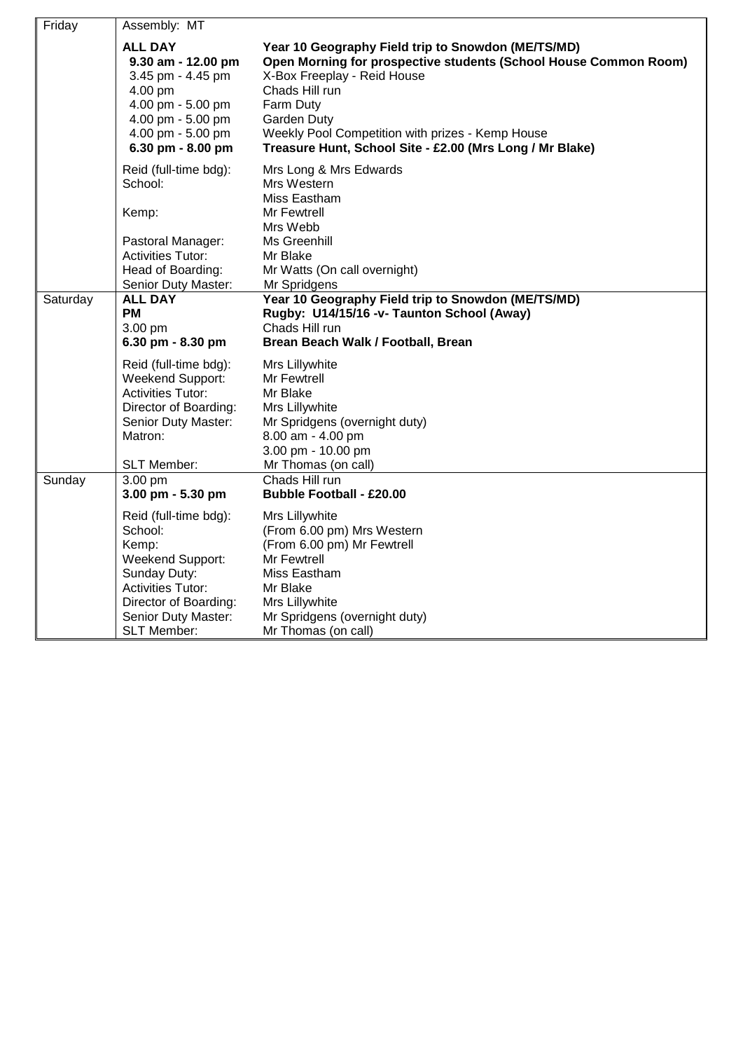| | | |
|---|---|---|
| Friday | Assembly: MT | |
| | **ALL DAY** | **Year 10 Geography Field trip to Snowdon (ME/TS/MD)** |
| | **9.30 am - 12.00 pm** | **Open Morning for prospective students (School House Common Room)** |
| | 3.45 pm - 4.45 pm | X-Box Freeplay - Reid House |
| | 4.00 pm | Chads Hill run |
| | 4.00 pm - 5.00 pm | Farm Duty |
| | 4.00 pm - 5.00 pm | Garden Duty |
| | 4.00 pm - 5.00 pm | Weekly Pool Competition with prizes - Kemp House |
| | **6.30 pm - 8.00 pm** | **Treasure Hunt, School Site - £2.00 (Mrs Long / Mr Blake)** |
| | Reid (full-time bdg): | Mrs Long & Mrs Edwards |
| | School: | Mrs Western<br>Miss Eastham |
| | Kemp: | Mr Fewtrell<br>Mrs Webb |
| | Pastoral Manager: | Ms Greenhill |
| | Activities Tutor: | Mr Blake |
| | Head of Boarding: | Mr Watts (On call overnight) |
| | Senior Duty Master: | Mr Spridgens |
| Saturday | **ALL DAY** | **Year 10 Geography Field trip to Snowdon (ME/TS/MD)** |
| | **PM** | **Rugby: U14/15/16 -v- Taunton School (Away)** |
| | 3.00 pm | Chads Hill run |
| | **6.30 pm - 8.30 pm** | **Brean Beach Walk / Football, Brean** |
| | Reid (full-time bdg): | Mrs Lillywhite |
| | Weekend Support: | Mr Fewtrell |
| | Activities Tutor: | Mr Blake |
| | Director of Boarding: | Mrs Lillywhite |
| | Senior Duty Master: | Mr Spridgens (overnight duty) |
| | Matron: | 8.00 am - 4.00 pm<br>3.00 pm - 10.00 pm |
| | SLT Member: | Mr Thomas (on call) |
| Sunday | 3.00 pm | Chads Hill run |
| | **3.00 pm - 5.30 pm** | **Bubble Football - £20.00** |
| | Reid (full-time bdg): | Mrs Lillywhite |
| | School: | (From 6.00 pm) Mrs Western |
| | Kemp: | (From 6.00 pm) Mr Fewtrell |
| | Weekend Support: | Mr Fewtrell |
| | Sunday Duty: | Miss Eastham |
| | Activities Tutor: | Mr Blake |
| | Director of Boarding: | Mrs Lillywhite |
| | Senior Duty Master: | Mr Spridgens (overnight duty) |
| | SLT Member: | Mr Thomas (on call) |